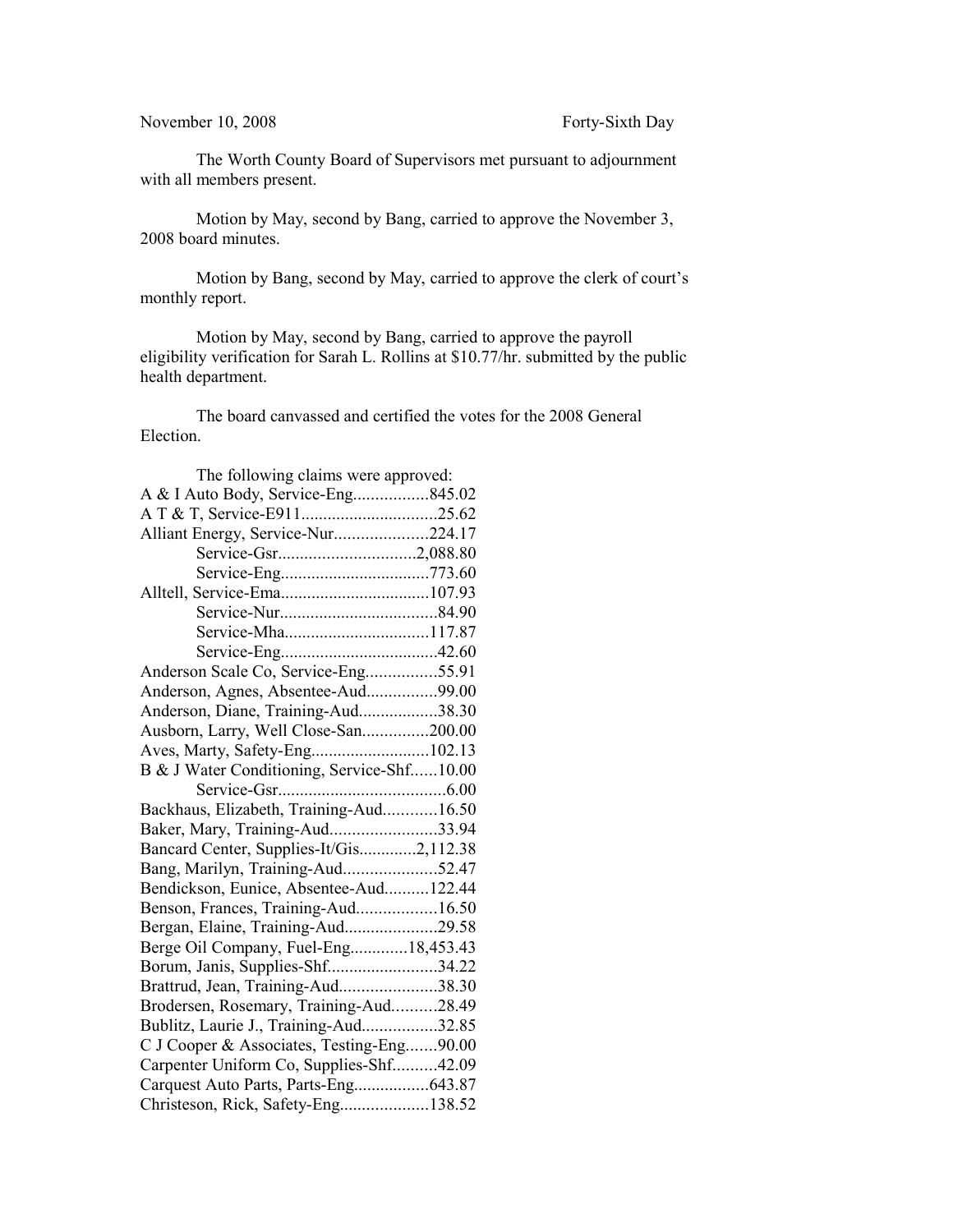November 10, 2008 Forty-Sixth Day

The Worth County Board of Supervisors met pursuant to adjournment with all members present.

Motion by May, second by Bang, carried to approve the November 3, 2008 board minutes.

Motion by Bang, second by May, carried to approve the clerk of court's monthly report.

Motion by May, second by Bang, carried to approve the payroll eligibility verification for Sarah L. Rollins at $10.77/hr. submitted by the public health department.

The board canvassed and certified the votes for the 2008 General Election.

The following claims were approved:

A & I Auto Body, Service-Eng.................845.02
A T & T, Service-E911...............................25.62
Alliant Energy, Service-Nur.....................224.17
Service-Gsr...............................2,088.80
Service-Eng.................................773.60
Alltell, Service-Ema..................................107.93
Service-Nur....................................84.90
Service-Mha.................................117.87
Service-Eng...................................42.60
Anderson Scale Co, Service-Eng................55.91
Anderson, Agnes, Absentee-Aud................99.00
Anderson, Diane, Training-Aud..................38.30
Ausborn, Larry, Well Close-San...............200.00
Aves, Marty, Safety-Eng...........................102.13
B & J Water Conditioning, Service-Shf......10.00
Service-Gsr......................................6.00
Backhaus, Elizabeth, Training-Aud............16.50
Baker, Mary, Training-Aud........................33.94
Bancard Center, Supplies-It/Gis.............2,112.38
Bang, Marilyn, Training-Aud.....................52.47
Bendickson, Eunice, Absentee-Aud..........122.44
Benson, Frances, Training-Aud..................16.50
Bergan, Elaine, Training-Aud.....................29.58
Berge Oil Company, Fuel-Eng.............18,453.43
Borum, Janis, Supplies-Shf.........................34.22
Brattrud, Jean, Training-Aud......................38.30
Brodersen, Rosemary, Training-Aud..........28.49
Bublitz, Laurie J., Training-Aud.................32.85
C J Cooper & Associates, Testing-Eng.......90.00
Carpenter Uniform Co, Supplies-Shf..........42.09
Carquest Auto Parts, Parts-Eng.................643.87
Christeson, Rick, Safety-Eng....................138.52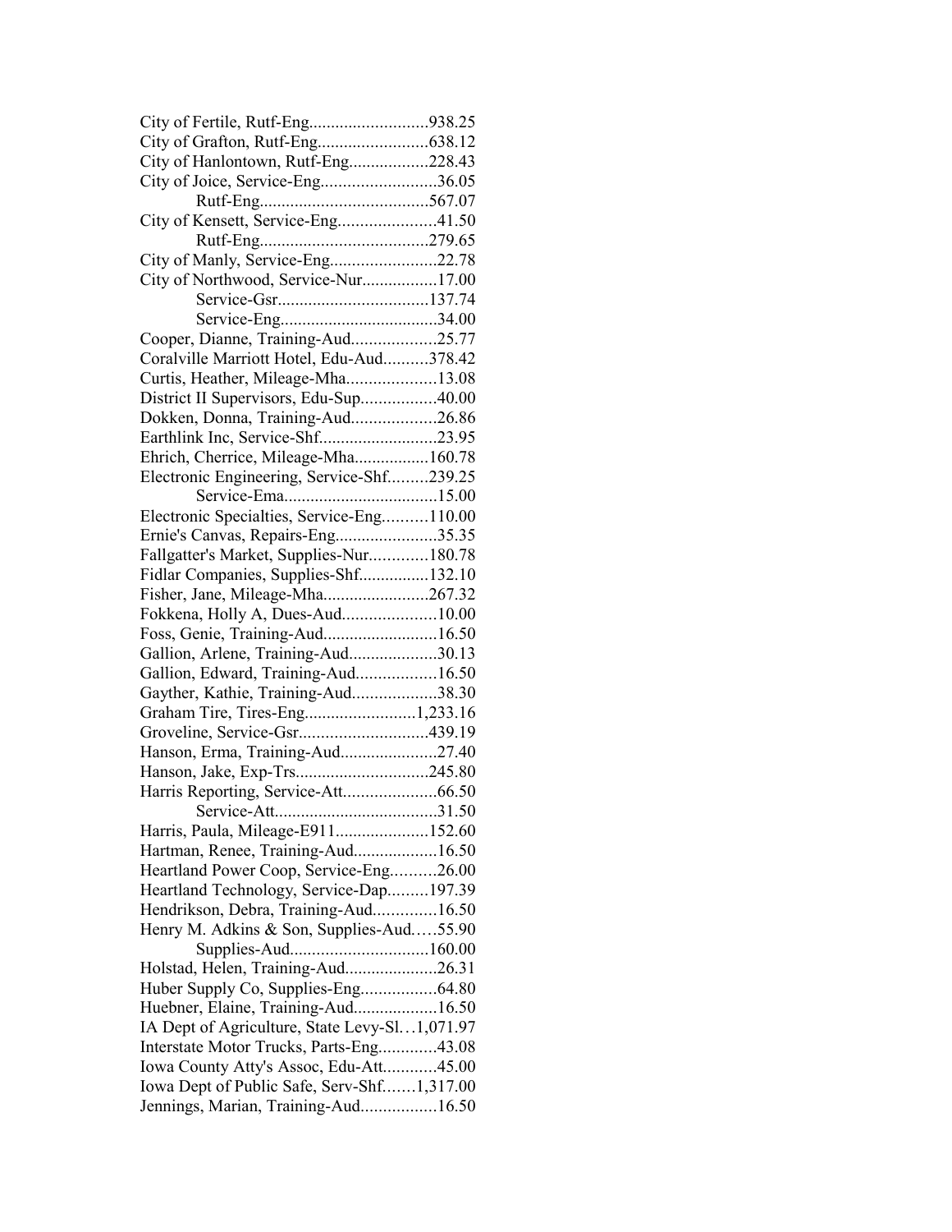City of Fertile, Rutf-Eng...........................938.25
City of Grafton, Rutf-Eng.........................638.12
City of Hanlontown, Rutf-Eng..................228.43
City of Joice, Service-Eng..........................36.05
Rutf-Eng......................................567.07
City of Kensett, Service-Eng......................41.50
Rutf-Eng......................................279.65
City of Manly, Service-Eng........................22.78
City of Northwood, Service-Nur.................17.00
Service-Gsr..................................137.74
Service-Eng....................................34.00
Cooper, Dianne, Training-Aud...................25.77
Coralville Marriott Hotel, Edu-Aud..........378.42
Curtis, Heather, Mileage-Mha....................13.08
District II Supervisors, Edu-Sup.................40.00
Dokken, Donna, Training-Aud...................26.86
Earthlink Inc, Service-Shf..........................23.95
Ehrich, Cherrice, Mileage-Mha.................160.78
Electronic Engineering, Service-Shf.........239.25
Service-Ema...................................15.00
Electronic Specialties, Service-Eng..........110.00
Ernie's Canvas, Repairs-Eng.......................35.35
Fallgatter's Market, Supplies-Nur.............180.78
Fidlar Companies, Supplies-Shf................132.10
Fisher, Jane, Mileage-Mha.......................267.32
Fokkena, Holly A, Dues-Aud.....................10.00
Foss, Genie, Training-Aud..........................16.50
Gallion, Arlene, Training-Aud....................30.13
Gallion, Edward, Training-Aud..................16.50
Gayther, Kathie, Training-Aud...................38.30
Graham Tire, Tires-Eng.........................1,233.16
Groveline, Service-Gsr.............................439.19
Hanson, Erma, Training-Aud......................27.40
Hanson, Jake, Exp-Trs.............................245.80
Harris Reporting, Service-Att.....................66.50
Service-Att.....................................31.50
Harris, Paula, Mileage-E911.....................152.60
Hartman, Renee, Training-Aud...................16.50
Heartland Power Coop, Service-Eng..........26.00
Heartland Technology, Service-Dap.........197.39
Hendrikson, Debra, Training-Aud..............16.50
Henry M. Adkins & Son, Supplies-Aud.....55.90
Supplies-Aud...............................160.00
Holstad, Helen, Training-Aud.....................26.31
Huber Supply Co, Supplies-Eng.................64.80
Huebner, Elaine, Training-Aud...................16.50
IA Dept of Agriculture, State Levy-Sl…1,071.97
Interstate Motor Trucks, Parts-Eng.............43.08
Iowa County Atty's Assoc, Edu-Att............45.00
Iowa Dept of Public Safe, Serv-Shf.......1,317.00
Jennings, Marian, Training-Aud.................16.50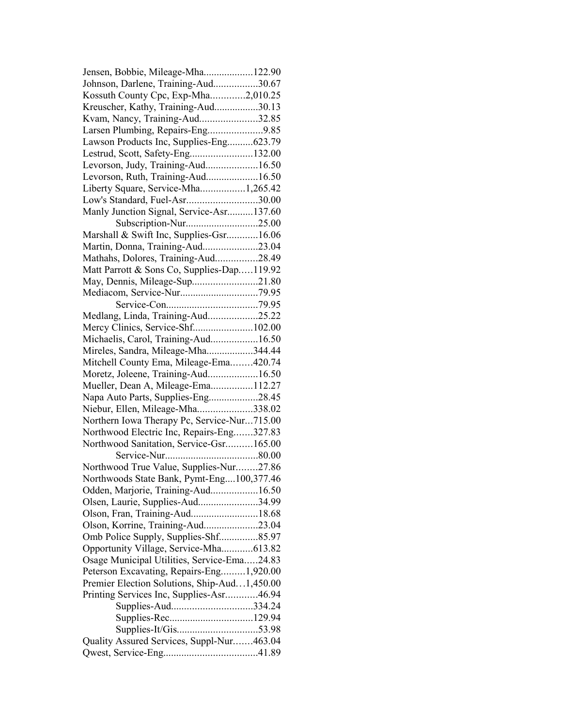Jensen, Bobbie, Mileage-Mha...................122.90
Johnson, Darlene, Training-Aud.................30.67
Kossuth County Cpc, Exp-Mha.............2,010.25
Kreuscher, Kathy, Training-Aud.................30.13
Kvam, Nancy, Training-Aud......................32.85
Larsen Plumbing, Repairs-Eng.....................9.85
Lawson Products Inc, Supplies-Eng..........623.79
Lestrud, Scott, Safety-Eng........................132.00
Levorson, Judy, Training-Aud....................16.50
Levorson, Ruth, Training-Aud....................16.50
Liberty Square, Service-Mha.................1,265.42
Low's Standard, Fuel-Asr...........................30.00
Manly Junction Signal, Service-Asr..........137.60
Subscription-Nur...........................25.00
Marshall & Swift Inc, Supplies-Gsr............16.06
Martin, Donna, Training-Aud.....................23.04
Mathahs, Dolores, Training-Aud................28.49
Matt Parrott & Sons Co, Supplies-Dap.....119.92
May, Dennis, Mileage-Sup.........................21.80
Mediacom, Service-Nur.............................79.95
Service-Con...................................79.95
Medlang, Linda, Training-Aud...................25.22
Mercy Clinics, Service-Shf.......................102.00
Michaelis, Carol, Training-Aud..................16.50
Mireles, Sandra, Mileage-Mha..................344.44
Mitchell County Ema, Mileage-Ema........420.74
Moretz, Joleene, Training-Aud...................16.50
Mueller, Dean A, Mileage-Ema................112.27
Napa Auto Parts, Supplies-Eng...................28.45
Niebur, Ellen, Mileage-Mha.....................338.02
Northern Iowa Therapy Pc, Service-Nur...715.00
Northwood Electric Inc, Repairs-Eng.......327.83
Northwood Sanitation, Service-Gsr..........165.00
Service-Nur...................................80.00
Northwood True Value, Supplies-Nur........27.86
Northwoods State Bank, Pymt-Eng....100,377.46
Odden, Marjorie, Training-Aud..................16.50
Olsen, Laurie, Supplies-Aud.......................34.99
Olson, Fran, Training-Aud..........................18.68
Olson, Korrine, Training-Aud.....................23.04
Omb Police Supply, Supplies-Shf...............85.97
Opportunity Village, Service-Mha............613.82
Osage Municipal Utilities, Service-Ema.....24.83
Peterson Excavating, Repairs-Eng.........1,920.00
Premier Election Solutions, Ship-Aud…1,450.00
Printing Services Inc, Supplies-Asr............46.94
Supplies-Aud...............................334.24
Supplies-Rec................................129.94
Supplies-It/Gis...............................53.98
Quality Assured Services, Suppl-Nur.......463.04
Qwest, Service-Eng....................................41.89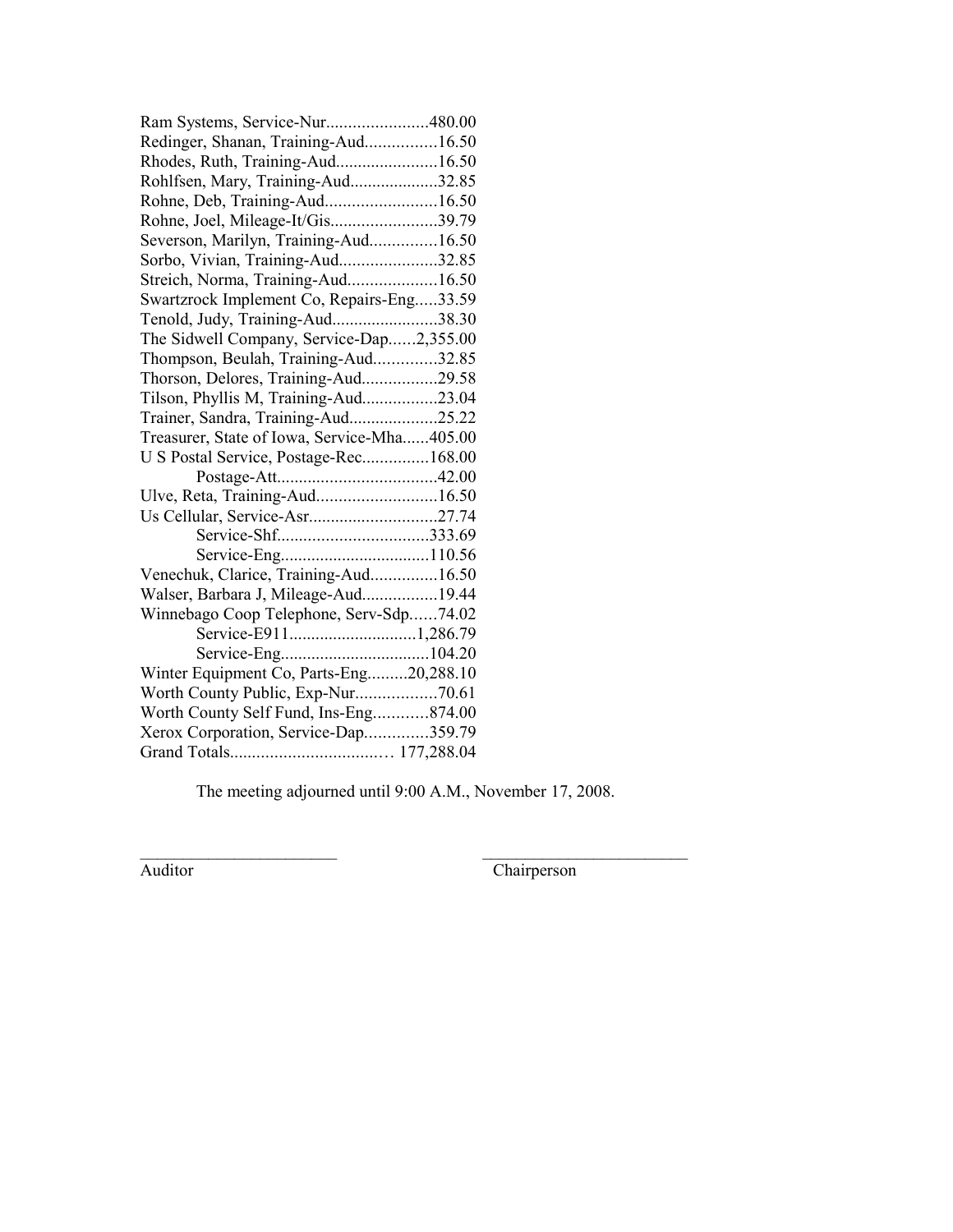Ram Systems, Service-Nur.......................480.00
Redinger, Shanan, Training-Aud................16.50
Rhodes, Ruth, Training-Aud.......................16.50
Rohlfsen, Mary, Training-Aud....................32.85
Rohne, Deb, Training-Aud.........................16.50
Rohne, Joel, Mileage-It/Gis........................39.79
Severson, Marilyn, Training-Aud...............16.50
Sorbo, Vivian, Training-Aud......................32.85
Streich, Norma, Training-Aud....................16.50
Swartzrock Implement Co, Repairs-Eng.....33.59
Tenold, Judy, Training-Aud........................38.30
The Sidwell Company, Service-Dap......2,355.00
Thompson, Beulah, Training-Aud..............32.85
Thorson, Delores, Training-Aud.................29.58
Tilson, Phyllis M, Training-Aud.................23.04
Trainer, Sandra, Training-Aud....................25.22
Treasurer, State of Iowa, Service-Mha......405.00
U S Postal Service, Postage-Rec...............168.00
Postage-Att....................................42.00
Ulve, Reta, Training-Aud...........................16.50
Us Cellular, Service-Asr.............................27.74
Service-Shf..................................333.69
Service-Eng..................................110.56
Venechuk, Clarice, Training-Aud...............16.50
Walser, Barbara J, Mileage-Aud.................19.44
Winnebago Coop Telephone, Serv-Sdp......74.02
Service-E911.............................1,286.79
Service-Eng..................................104.20
Winter Equipment Co, Parts-Eng.........20,288.10
Worth County Public, Exp-Nur..................70.61
Worth County Self Fund, Ins-Eng............874.00
Xerox Corporation, Service-Dap.............359.79
Grand Totals...................................177,288.04

The meeting adjourned until 9:00 A.M., November 17, 2008.

_______________________ _______________________
Auditor Chairperson